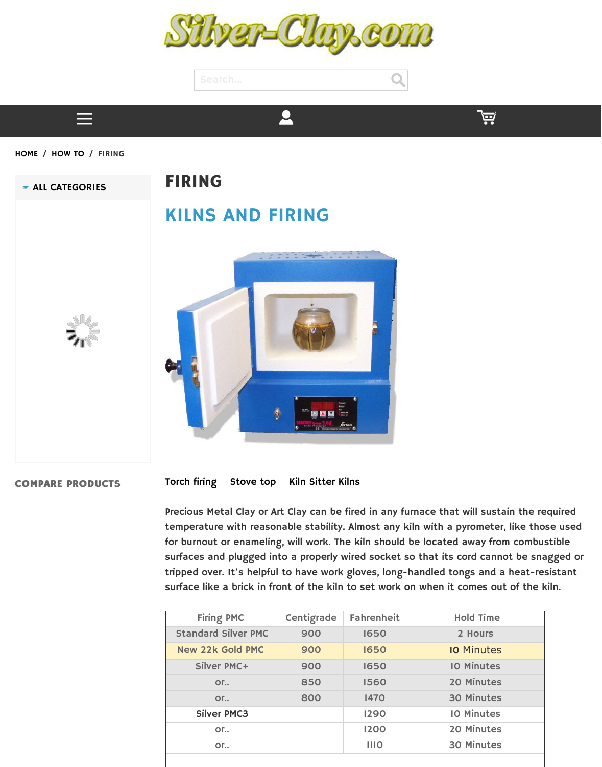Silver-Clay.com

HOME / HOW TO / FIRING

ALL CATEGORIES

COMPARE PRODUCTS

# FIRING

## KILNS AND FIRING

Torch firing   Stove top   Kiln Sitter Kilns

Precious Metal Clay or Art Clay can be fired in any furnace that will sustain the required temperature with reasonable stability. Almost any kiln with a pyrometer, like those used for burnout or enameling, will work. The kiln should be located away from combustible surfaces and plugged into a properly wired socket so that its cord cannot be snagged or tripped over. It's helpful to have work gloves, long-handled tongs and a heat-resistant surface like a brick in front of the kiln to set work on when it comes out of the kiln.

| Firing PMC | Centigrade | Fahrenheit | Hold Time |
|---|---|---|---|
| Standard Silver PMC | 900 | 1650 | 2 Hours |
| New 22k Gold PMC | 900 | 1650 | 10 Minutes |
| Silver PMC+ | 900 | 1650 | 10 Minutes |
| or.. | 850 | 1560 | 20 Minutes |
| or.. | 800 | 1470 | 30 Minutes |
| Silver PMC3 | | 1290 | 10 Minutes |
| or.. | | 1200 | 20 Minutes |
| or.. | | 1110 | 30 Minutes |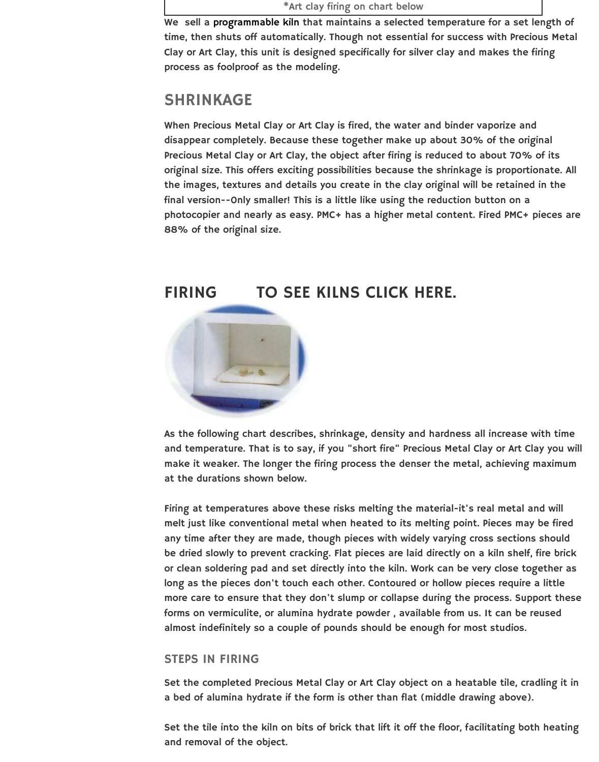*Art clay firing on chart below

We sell a programmable kiln that maintains a selected temperature for a set length of time, then shuts off automatically. Though not essential for success with Precious Metal Clay or Art Clay, this unit is designed specifically for silver clay and makes the firing process as foolproof as the modeling.

## SHRINKAGE

When Precious Metal Clay or Art Clay is fired, the water and binder vaporize and disappear completely. Because these together make up about 30% of the original Precious Metal Clay or Art Clay, the object after firing is reduced to about 70% of its original size. This offers exciting possibilities because the shrinkage is proportionate. All the images, textures and details you create in the clay original will be retained in the final version--Only smaller! This is a little like using the reduction button on a photocopier and nearly as easy. PMC+ has a higher metal content. Fired PMC+ pieces are 88% of the original size.

## FIRING TO SEE KILNS CLICK HERE.

As the following chart describes, shrinkage, density and hardness all increase with time and temperature. That is to say, if you "short fire" Precious Metal Clay or Art Clay you will make it weaker. The longer the firing process the denser the metal, achieving maximum at the durations shown below.

Firing at temperatures above these risks melting the material-it's real metal and will melt just like conventional metal when heated to its melting point. Pieces may be fired any time after they are made, though pieces with widely varying cross sections should be dried slowly to prevent cracking. Flat pieces are laid directly on a kiln shelf, fire brick or clean soldering pad and set directly into the kiln. Work can be very close together as long as the pieces don't touch each other. Contoured or hollow pieces require a little more care to ensure that they don't slump or collapse during the process. Support these forms on vermiculite, or alumina hydrate powder , available from us. It can be reused almost indefinitely so a couple of pounds should be enough for most studios.

### STEPS IN FIRING

Set the completed Precious Metal Clay or Art Clay object on a heatable tile, cradling it in a bed of alumina hydrate if the form is other than flat (middle drawing above).

Set the tile into the kiln on bits of brick that lift it off the floor, facilitating both heating and removal of the object.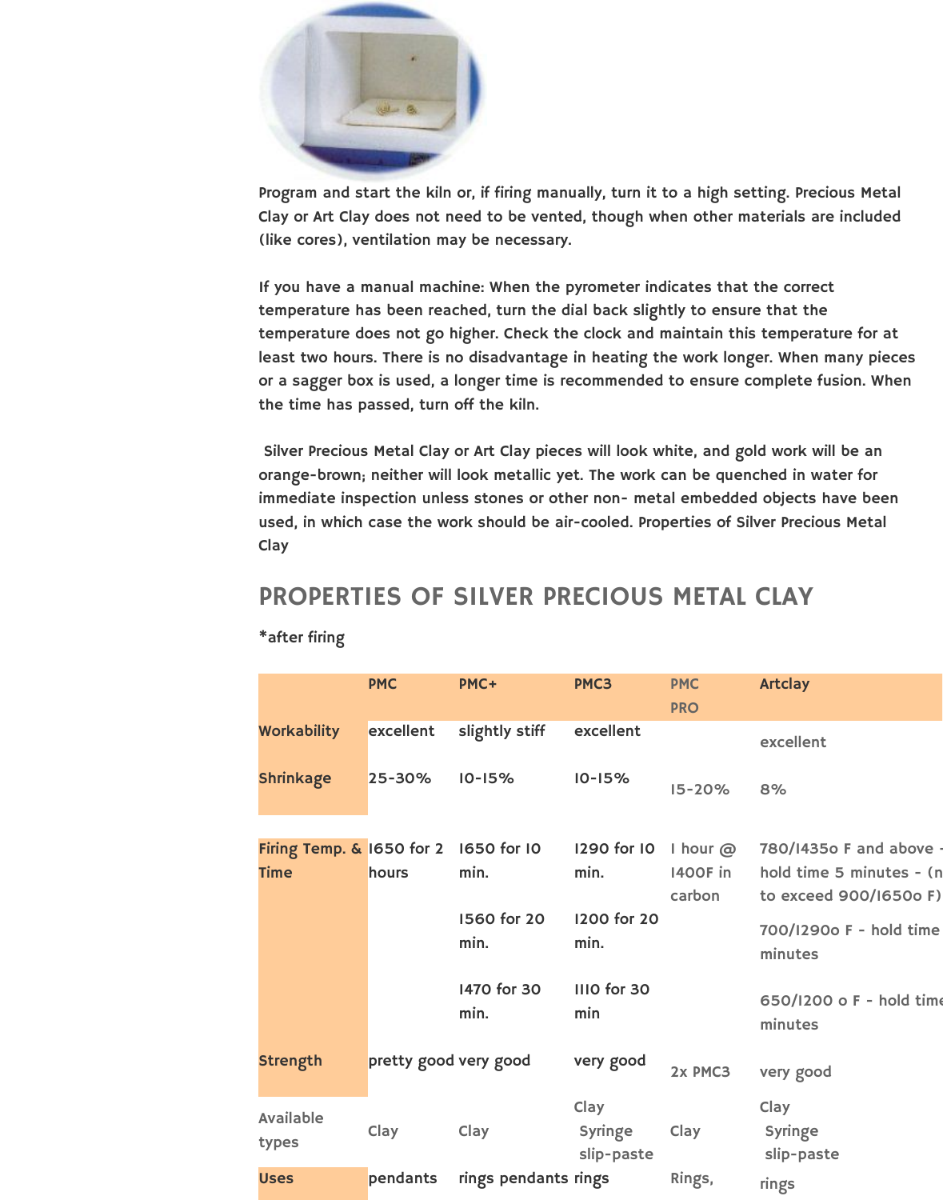Program and start the kiln or, if firing manually, turn it to a high setting. Precious Metal Clay or Art Clay does not need to be vented, though when other materials are included (like cores), ventilation may be necessary.

If you have a manual machine: When the pyrometer indicates that the correct temperature has been reached, turn the dial back slightly to ensure that the temperature does not go higher. Check the clock and maintain this temperature for at least two hours. There is no disadvantage in heating the work longer. When many pieces or a sagger box is used, a longer time is recommended to ensure complete fusion. When the time has passed, turn off the kiln.

Silver Precious Metal Clay or Art Clay pieces will look white, and gold work will be an orange-brown; neither will look metallic yet. The work can be quenched in water for immediate inspection unless stones or other non- metal embedded objects have been used, in which case the work should be air-cooled. Properties of Silver Precious Metal Clay

## PROPERTIES OF SILVER PRECIOUS METAL CLAY

*after firing

| | PMC | PMC+ | PMC3 | PMC PRO | Artclay |
|---|---|---|---|---|---|
| Workability | excellent | slightly stiff | excellent | | excellent |
| Shrinkage | 25-30% | 10-15% | 10-15% | 15-20% | 8% |
| Firing Temp. & Time | 1650 for 2 hours | 1650 for 10 min. | 1290 for 10 min. | 1 hour @ 1400F in carbon | 780/1435o F and above - hold time 5 minutes - (n to exceed 900/1650o F) |
| | | 1560 for 20 min. | 1200 for 20 min. | | 700/1290o F - hold time minutes |
| | | 1470 for 30 min. | 1110 for 30 min | | 650/1200 o F - hold time minutes |
| Strength | pretty good | very good | very good | 2x PMC3 | very good |
| Available types | Clay | Clay | Clay Syringe slip-paste | Clay | Clay Syringe slip-paste |
| Uses | pendants | rings pendants | rings | Rings, | rings |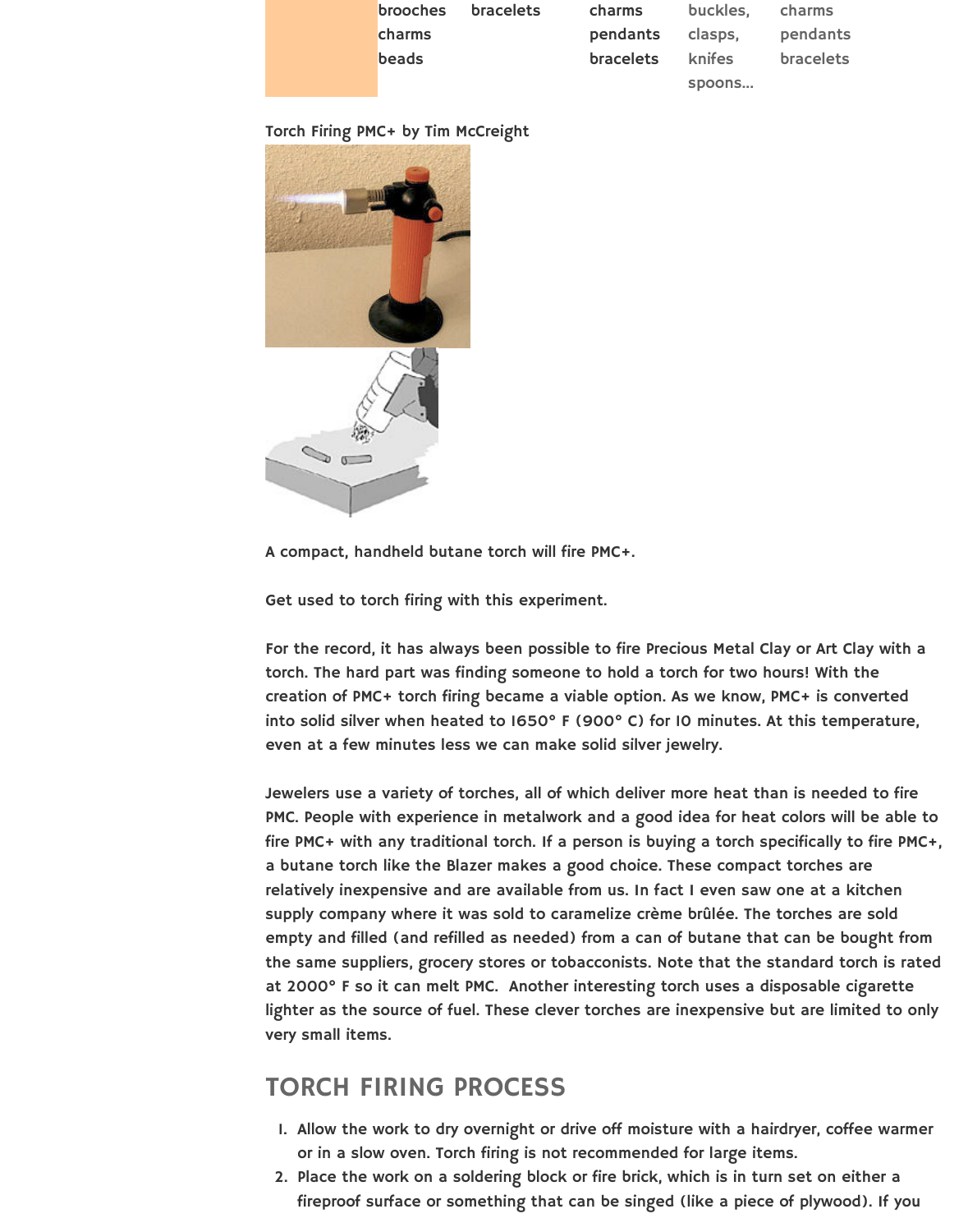| | | | | | |
|---|---|---|---|---|---|
| | brooches<br>charms<br>beads | bracelets | charms<br>pendants<br>bracelets | buckles,<br>clasps,<br>knifes<br>spoons... | charms<br>pendants<br>bracelets |

Torch Firing PMC+ by Tim McCreight

A compact, handheld butane torch will fire PMC+.

Get used to torch firing with this experiment.

For the record, it has always been possible to fire Precious Metal Clay or Art Clay with a torch. The hard part was finding someone to hold a torch for two hours! With the creation of PMC+ torch firing became a viable option. As we know, PMC+ is converted into solid silver when heated to 1650° F (900° C) for 10 minutes. At this temperature, even at a few minutes less we can make solid silver jewelry.

Jewelers use a variety of torches, all of which deliver more heat than is needed to fire PMC. People with experience in metalwork and a good idea for heat colors will be able to fire PMC+ with any traditional torch. If a person is buying a torch specifically to fire PMC+, a butane torch like the Blazer makes a good choice. These compact torches are relatively inexpensive and are available from us. In fact I even saw one at a kitchen supply company where it was sold to caramelize crème brûlée. The torches are sold empty and filled (and refilled as needed) from a can of butane that can be bought from the same suppliers, grocery stores or tobacconists. Note that the standard torch is rated at 2000° F so it can melt PMC. Another interesting torch uses a disposable cigarette lighter as the source of fuel. These clever torches are inexpensive but are limited to only very small items.

## TORCH FIRING PROCESS

1. Allow the work to dry overnight or drive off moisture with a hairdryer, coffee warmer or in a slow oven. Torch firing is not recommended for large items.
2. Place the work on a soldering block or fire brick, which is in turn set on either a fireproof surface or something that can be singed (like a piece of plywood). If you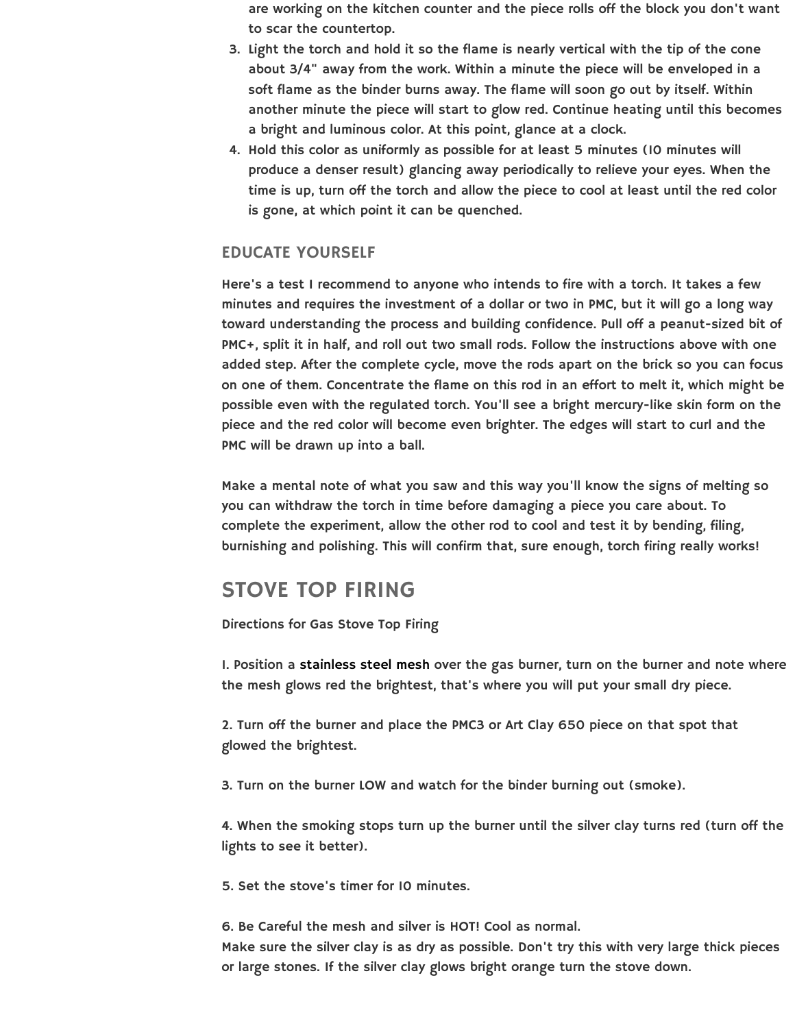are working on the kitchen counter and the piece rolls off the block you don't want to scar the countertop.

3. Light the torch and hold it so the flame is nearly vertical with the tip of the cone about 3/4" away from the work. Within a minute the piece will be enveloped in a soft flame as the binder burns away. The flame will soon go out by itself. Within another minute the piece will start to glow red. Continue heating until this becomes a bright and luminous color. At this point, glance at a clock.
4. Hold this color as uniformly as possible for at least 5 minutes (10 minutes will produce a denser result) glancing away periodically to relieve your eyes. When the time is up, turn off the torch and allow the piece to cool at least until the red color is gone, at which point it can be quenched.

### EDUCATE YOURSELF

Here's a test I recommend to anyone who intends to fire with a torch. It takes a few minutes and requires the investment of a dollar or two in PMC, but it will go a long way toward understanding the process and building confidence. Pull off a peanut-sized bit of PMC+, split it in half, and roll out two small rods. Follow the instructions above with one added step. After the complete cycle, move the rods apart on the brick so you can focus on one of them. Concentrate the flame on this rod in an effort to melt it, which might be possible even with the regulated torch. You'll see a bright mercury-like skin form on the piece and the red color will become even brighter. The edges will start to curl and the PMC will be drawn up into a ball.

Make a mental note of what you saw and this way you'll know the signs of melting so you can withdraw the torch in time before damaging a piece you care about. To complete the experiment, allow the other rod to cool and test it by bending, filing, burnishing and polishing. This will confirm that, sure enough, torch firing really works!

## STOVE TOP FIRING

Directions for Gas Stove Top Firing

1. Position a **stainless steel mesh** over the gas burner, turn on the burner and note where the mesh glows red the brightest, that's where you will put your small dry piece.

2. Turn off the burner and place the PMC3 or Art Clay 650 piece on that spot that glowed the brightest.

3. Turn on the burner LOW and watch for the binder burning out (smoke).

4. When the smoking stops turn up the burner until the silver clay turns red (turn off the lights to see it better).

5. Set the stove's timer for 10 minutes.

6. Be Careful the mesh and silver is HOT! Cool as normal.
Make sure the silver clay is as dry as possible. Don't try this with very large thick pieces or large stones. If the silver clay glows bright orange turn the stove down.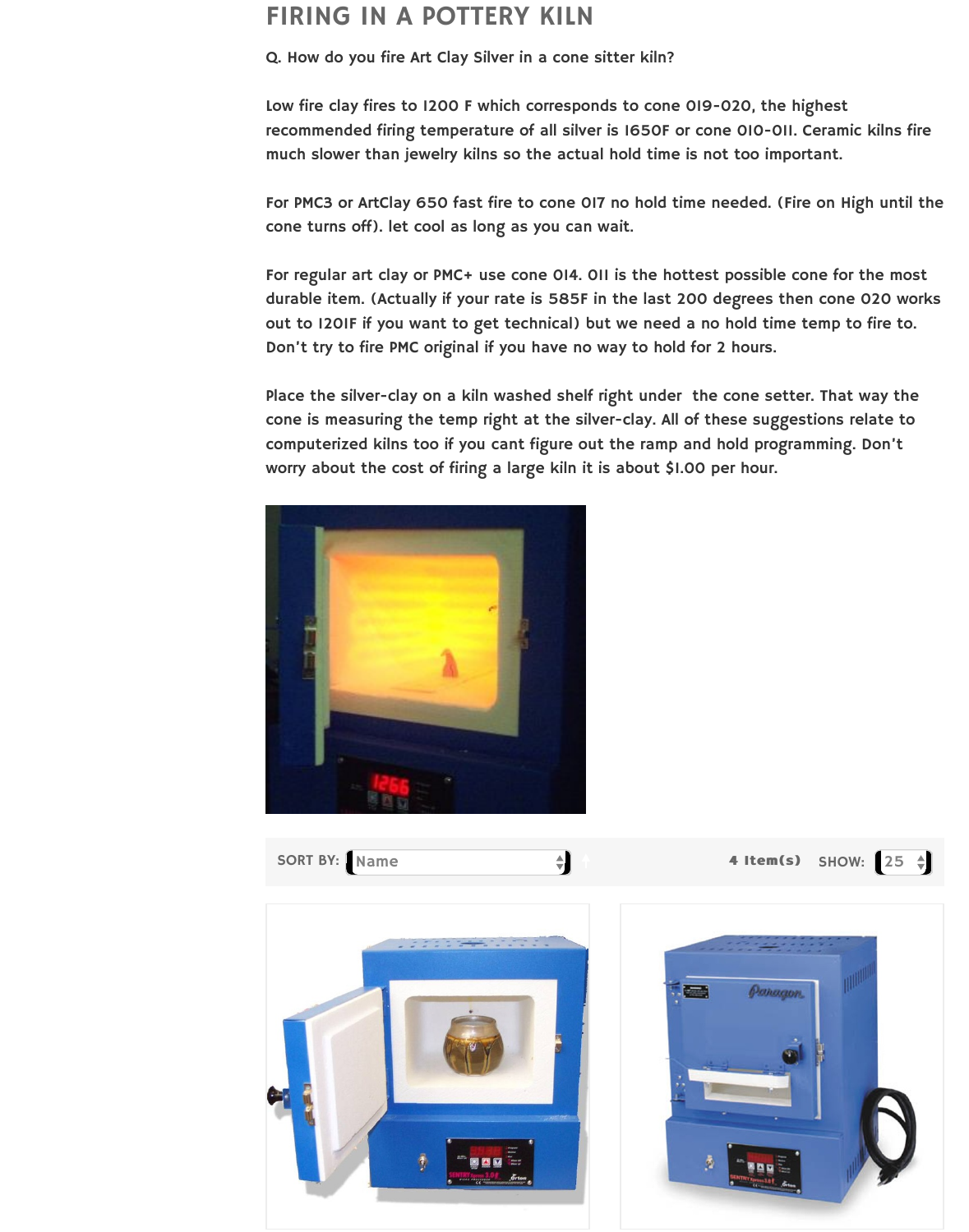# FIRING IN A POTTERY KILN

**Q. How do you fire Art Clay Silver in a cone sitter kiln?**

Low fire clay fires to 1200 F which corresponds to cone 019-020, the highest recommended firing temperature of all silver is 1650F or cone 010-011. Ceramic kilns fire much slower than jewelry kilns so the actual hold time is not too important.

For PMC3 or ArtClay 650 fast fire to cone 017 no hold time needed. (Fire on High until the cone turns off). let cool as long as you can wait.

For regular art clay or PMC+ use cone 014. 011 is the hottest possible cone for the most durable item. (Actually if your rate is 585F in the last 200 degrees then cone 020 works out to 1201F if you want to get technical) but we need a no hold time temp to fire to. Don't try to fire PMC original if you have no way to hold for 2 hours.

Place the silver-clay on a kiln washed shelf right under the cone setter. That way the cone is measuring the temp right at the silver-clay. All of these suggestions relate to computerized kilns too if you cant figure out the ramp and hold programming. Don't worry about the cost of firing a large kiln it is about $1.00 per hour.

SORT BY: Name | 4 Item(s) | SHOW: 25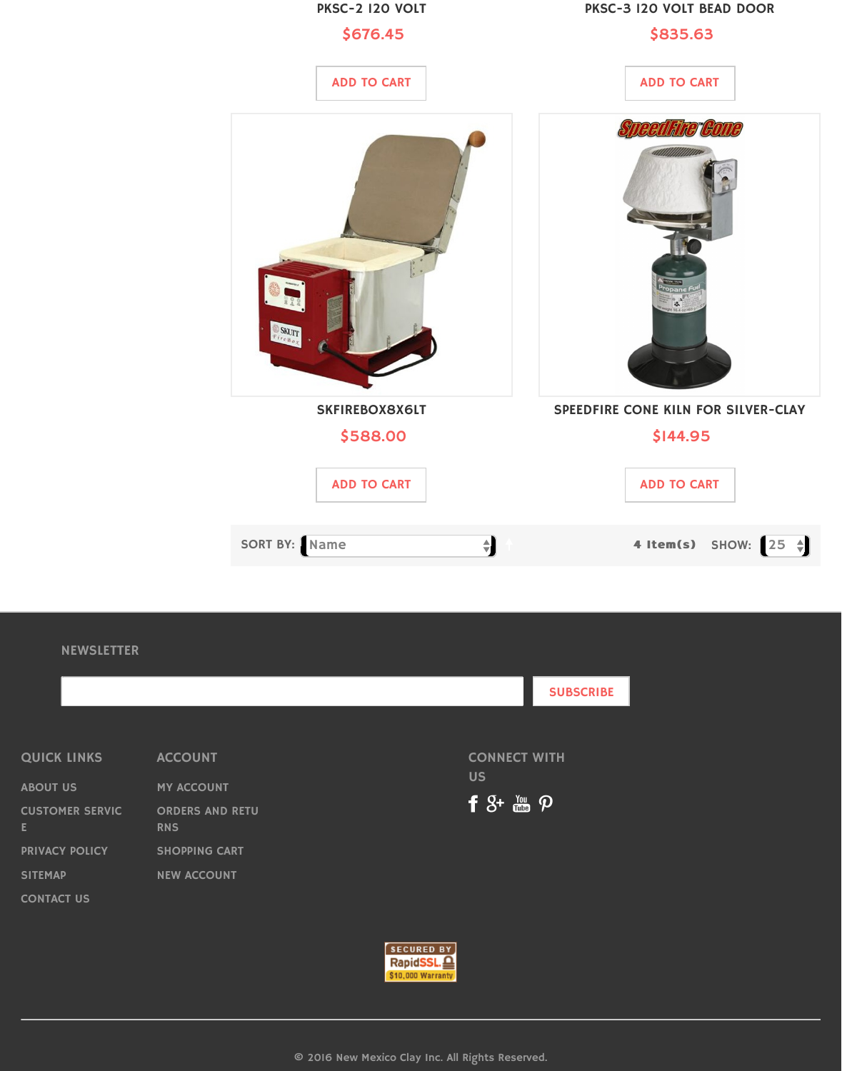PKSC-2 120 VOLT

$676.45

ADD TO CART

PKSC-3 120 VOLT BEAD DOOR

$835.63

ADD TO CART

SKFIREBOX8X6LT

$588.00

ADD TO CART

SPEEDFIRE CONE KILN FOR SILVER-CLAY

$144.95

ADD TO CART

SORT BY: Name

4 Item(s) SHOW: 25

## NEWSLETTER

SUBSCRIBE

## QUICK LINKS

- ABOUT US
- CUSTOMER SERVICE
- PRIVACY POLICY
- SITEMAP
- CONTACT US

## ACCOUNT

- MY ACCOUNT
- ORDERS AND RETURNS
- SHOPPING CART
- NEW ACCOUNT

## CONNECT WITH US

SECURED BY RapidSSL $10,000 Warranty

© 2016 New Mexico Clay Inc. All Rights Reserved.